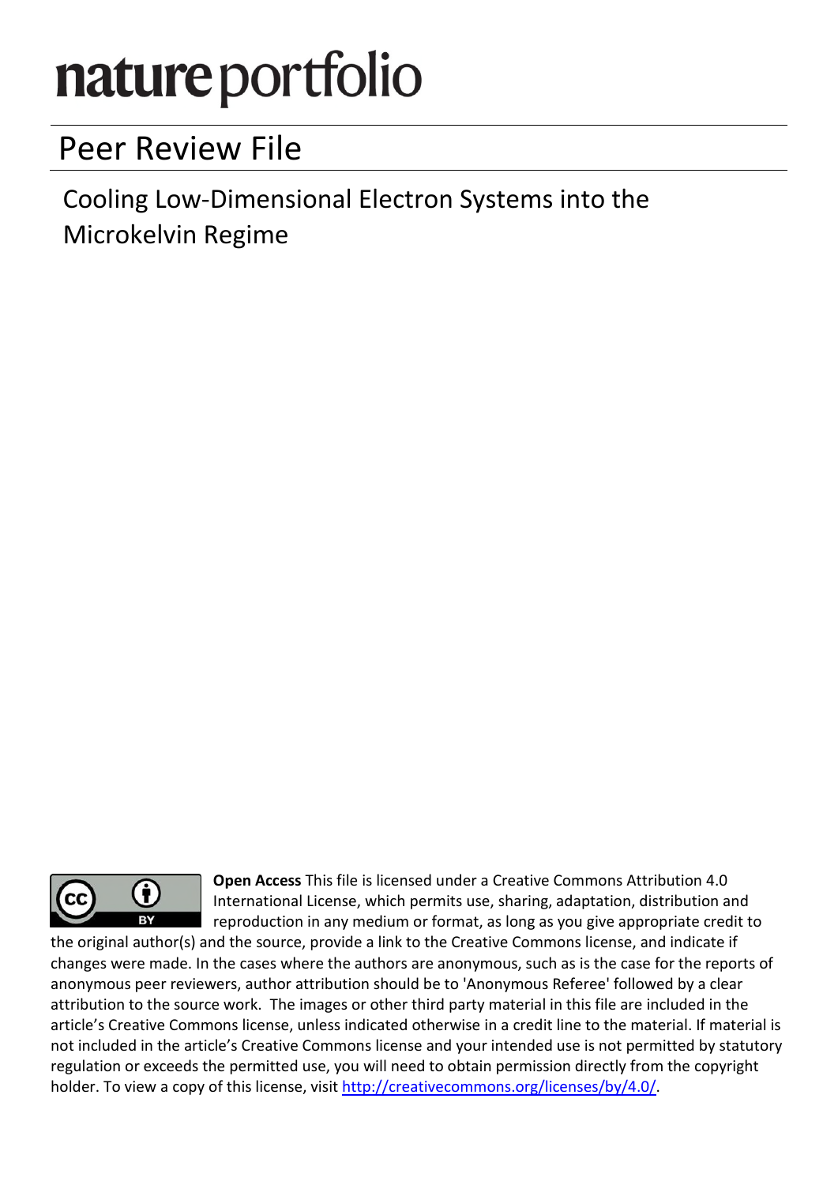# nature portfolio

## Peer Review File

Cooling Low-Dimensional Electron Systems into the Microkelvin Regime

**Open Access** This file is licensed under a Creative Commons Attribution 4.0 International License, which permits use, sharing, adaptation, distribution and reproduction in any medium or format, as long as you give appropriate credit to the original author(s) and the source, provide a link to the Creative Commons license, and indicate if changes were made. In the cases where the authors are anonymous, such as is the case for the reports of anonymous peer reviewers, author attribution should be to 'Anonymous Referee' followed by a clear attribution to the source work. The images or other third party material in this file are included in the article's Creative Commons license, unless indicated otherwise in a credit line to the material. If material is not included in the article's Creative Commons license and your intended use is not permitted by statutory regulation or exceeds the permitted use, you will need to obtain permission directly from the copyright holder. To view a copy of this license, visit http://creativecommons.org/licenses/by/4.0/.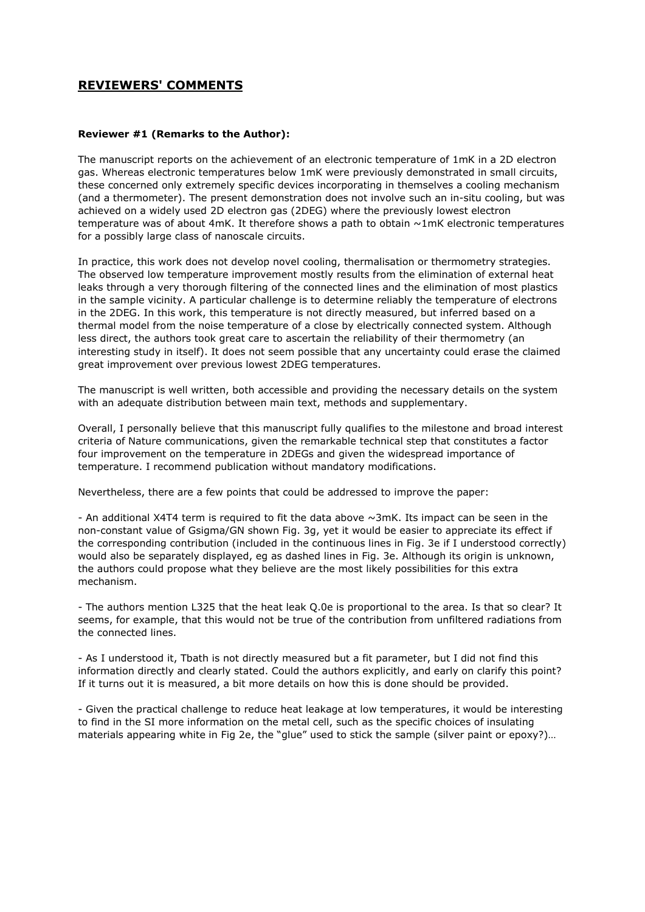## REVIEWERS' COMMENTS

**Reviewer #1 (Remarks to the Author):**

The manuscript reports on the achievement of an electronic temperature of 1mK in a 2D electron gas. Whereas electronic temperatures below 1mK were previously demonstrated in small circuits, these concerned only extremely specific devices incorporating in themselves a cooling mechanism (and a thermometer). The present demonstration does not involve such an in-situ cooling, but was achieved on a widely used 2D electron gas (2DEG) where the previously lowest electron temperature was of about 4mK. It therefore shows a path to obtain ~1mK electronic temperatures for a possibly large class of nanoscale circuits.

In practice, this work does not develop novel cooling, thermalisation or thermometry strategies. The observed low temperature improvement mostly results from the elimination of external heat leaks through a very thorough filtering of the connected lines and the elimination of most plastics in the sample vicinity. A particular challenge is to determine reliably the temperature of electrons in the 2DEG. In this work, this temperature is not directly measured, but inferred based on a thermal model from the noise temperature of a close by electrically connected system. Although less direct, the authors took great care to ascertain the reliability of their thermometry (an interesting study in itself). It does not seem possible that any uncertainty could erase the claimed great improvement over previous lowest 2DEG temperatures.

The manuscript is well written, both accessible and providing the necessary details on the system with an adequate distribution between main text, methods and supplementary.

Overall, I personally believe that this manuscript fully qualifies to the milestone and broad interest criteria of Nature communications, given the remarkable technical step that constitutes a factor four improvement on the temperature in 2DEGs and given the widespread importance of temperature. I recommend publication without mandatory modifications.

Nevertheless, there are a few points that could be addressed to improve the paper:

- An additional X4T4 term is required to fit the data above ~3mK. Its impact can be seen in the non-constant value of Gsigma/GN shown Fig. 3g, yet it would be easier to appreciate its effect if the corresponding contribution (included in the continuous lines in Fig. 3e if I understood correctly) would also be separately displayed, eg as dashed lines in Fig. 3e. Although its origin is unknown, the authors could propose what they believe are the most likely possibilities for this extra mechanism.

- The authors mention L325 that the heat leak Q.0e is proportional to the area. Is that so clear? It seems, for example, that this would not be true of the contribution from unfiltered radiations from the connected lines.

- As I understood it, Tbath is not directly measured but a fit parameter, but I did not find this information directly and clearly stated. Could the authors explicitly, and early on clarify this point? If it turns out it is measured, a bit more details on how this is done should be provided.

- Given the practical challenge to reduce heat leakage at low temperatures, it would be interesting to find in the SI more information on the metal cell, such as the specific choices of insulating materials appearing white in Fig 2e, the "glue" used to stick the sample (silver paint or epoxy?)…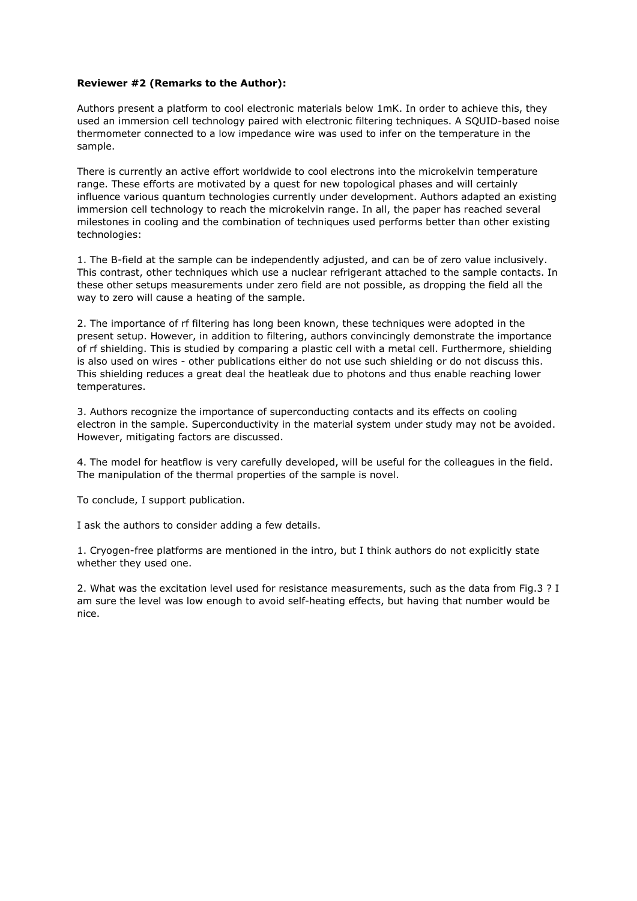**Reviewer #2 (Remarks to the Author):**

Authors present a platform to cool electronic materials below 1mK. In order to achieve this, they used an immersion cell technology paired with electronic filtering techniques. A SQUID-based noise thermometer connected to a low impedance wire was used to infer on the temperature in the sample.

There is currently an active effort worldwide to cool electrons into the microkelvin temperature range. These efforts are motivated by a quest for new topological phases and will certainly influence various quantum technologies currently under development. Authors adapted an existing immersion cell technology to reach the microkelvin range. In all, the paper has reached several milestones in cooling and the combination of techniques used performs better than other existing technologies:

1. The B-field at the sample can be independently adjusted, and can be of zero value inclusively. This contrast, other techniques which use a nuclear refrigerant attached to the sample contacts. In these other setups measurements under zero field are not possible, as dropping the field all the way to zero will cause a heating of the sample.

2. The importance of rf filtering has long been known, these techniques were adopted in the present setup. However, in addition to filtering, authors convincingly demonstrate the importance of rf shielding. This is studied by comparing a plastic cell with a metal cell. Furthermore, shielding is also used on wires - other publications either do not use such shielding or do not discuss this. This shielding reduces a great deal the heatleak due to photons and thus enable reaching lower temperatures.

3. Authors recognize the importance of superconducting contacts and its effects on cooling electron in the sample. Superconductivity in the material system under study may not be avoided. However, mitigating factors are discussed.

4. The model for heatflow is very carefully developed, will be useful for the colleagues in the field. The manipulation of the thermal properties of the sample is novel.

To conclude, I support publication.

I ask the authors to consider adding a few details.

1. Cryogen-free platforms are mentioned in the intro, but I think authors do not explicitly state whether they used one.

2. What was the excitation level used for resistance measurements, such as the data from Fig.3 ? I am sure the level was low enough to avoid self-heating effects, but having that number would be nice.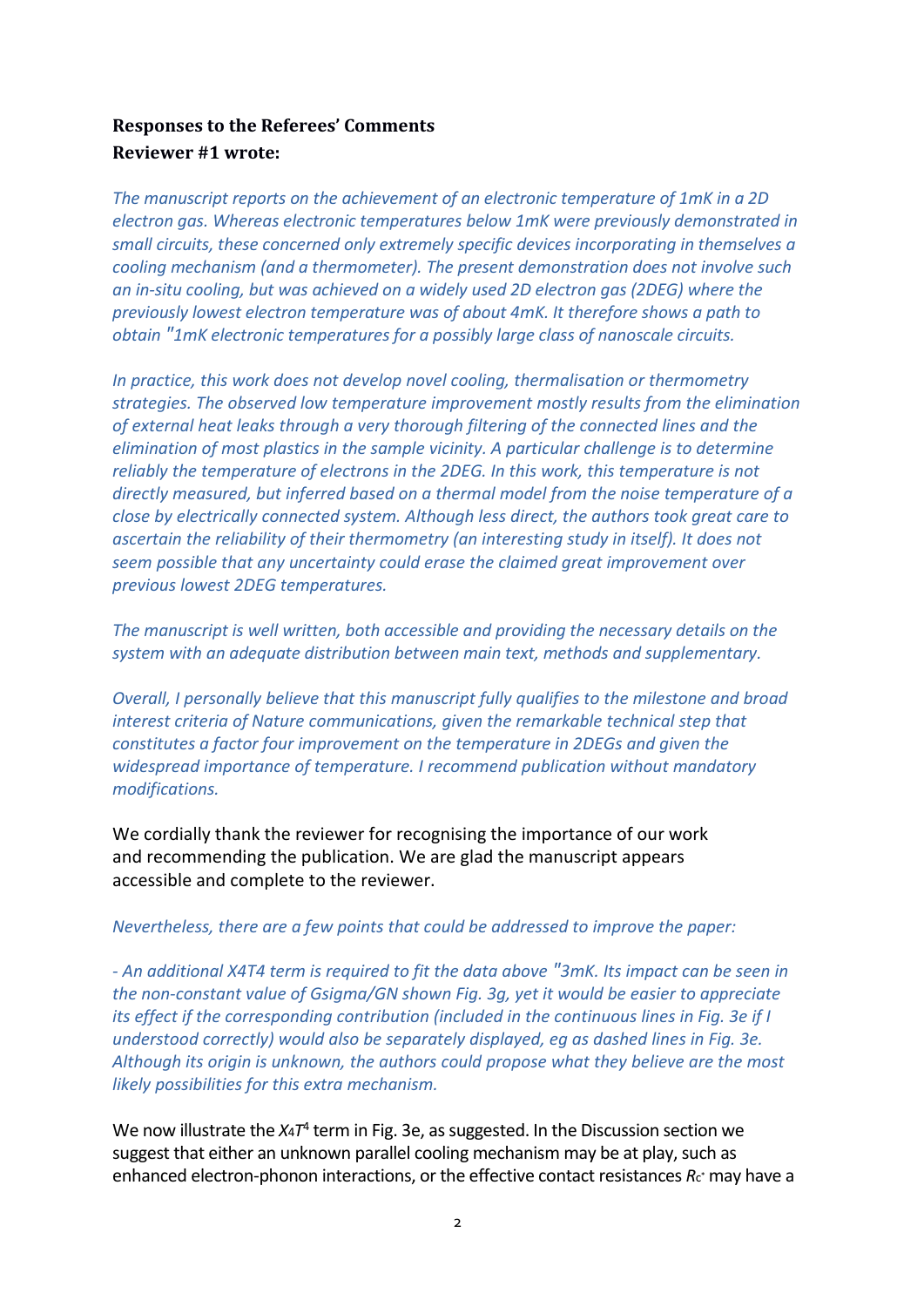**Responses to the Referees' Comments**
**Reviewer #1 wrote:**

*The manuscript reports on the achievement of an electronic temperature of 1mK in a 2D electron gas. Whereas electronic temperatures below 1mK were previously demonstrated in small circuits, these concerned only extremely specific devices incorporating in themselves a cooling mechanism (and a thermometer). The present demonstration does not involve such an in-situ cooling, but was achieved on a widely used 2D electron gas (2DEG) where the previously lowest electron temperature was of about 4mK. It therefore shows a path to obtain "1mK electronic temperatures for a possibly large class of nanoscale circuits.*

*In practice, this work does not develop novel cooling, thermalisation or thermometry strategies. The observed low temperature improvement mostly results from the elimination of external heat leaks through a very thorough filtering of the connected lines and the elimination of most plastics in the sample vicinity. A particular challenge is to determine reliably the temperature of electrons in the 2DEG. In this work, this temperature is not directly measured, but inferred based on a thermal model from the noise temperature of a close by electrically connected system. Although less direct, the authors took great care to ascertain the reliability of their thermometry (an interesting study in itself). It does not seem possible that any uncertainty could erase the claimed great improvement over previous lowest 2DEG temperatures.*

*The manuscript is well written, both accessible and providing the necessary details on the system with an adequate distribution between main text, methods and supplementary.*

*Overall, I personally believe that this manuscript fully qualifies to the milestone and broad interest criteria of Nature communications, given the remarkable technical step that constitutes a factor four improvement on the temperature in 2DEGs and given the widespread importance of temperature. I recommend publication without mandatory modifications.*

We cordially thank the reviewer for recognising the importance of our work and recommending the publication. We are glad the manuscript appears accessible and complete to the reviewer.

*Nevertheless, there are a few points that could be addressed to improve the paper:*

*- An additional X4T4 term is required to fit the data above "3mK. Its impact can be seen in the non-constant value of Gsigma/GN shown Fig. 3g, yet it would be easier to appreciate its effect if the corresponding contribution (included in the continuous lines in Fig. 3e if I understood correctly) would also be separately displayed, eg as dashed lines in Fig. 3e. Although its origin is unknown, the authors could propose what they believe are the most likely possibilities for this extra mechanism.*

We now illustrate the $X_4T^4$ term in Fig. 3e, as suggested. In the Discussion section we suggest that either an unknown parallel cooling mechanism may be at play, such as enhanced electron-phonon interactions, or the effective contact resistances $R_{c^*}$ may have a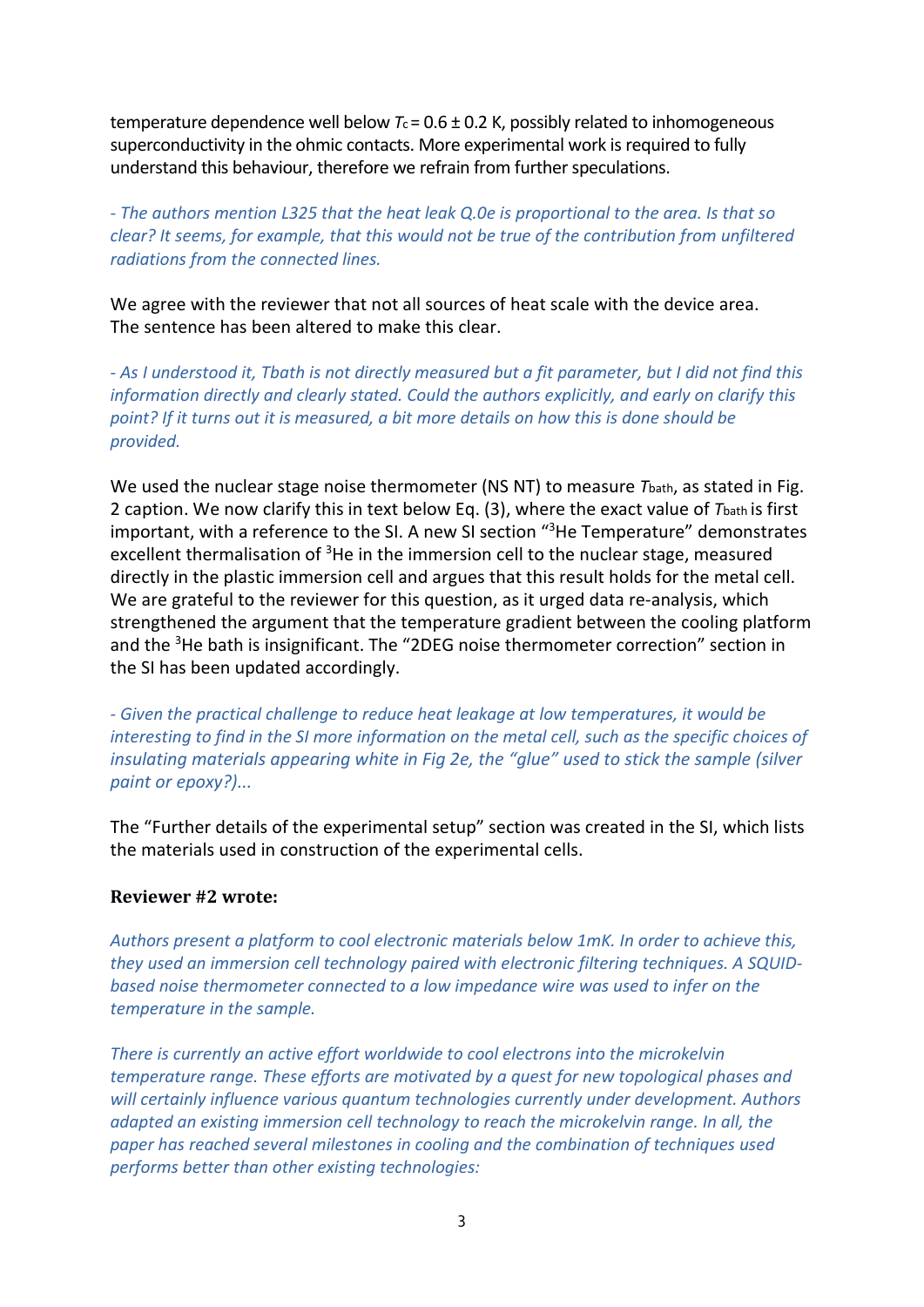temperature dependence well below $T_c = 0.6 \pm 0.2$ K, possibly related to inhomogeneous superconductivity in the ohmic contacts. More experimental work is required to fully understand this behaviour, therefore we refrain from further speculations.

*- The authors mention L325 that the heat leak Q.0e is proportional to the area. Is that so clear? It seems, for example, that this would not be true of the contribution from unfiltered radiations from the connected lines.*

We agree with the reviewer that not all sources of heat scale with the device area. The sentence has been altered to make this clear.

*- As I understood it, Tbath is not directly measured but a fit parameter, but I did not find this information directly and clearly stated. Could the authors explicitly, and early on clarify this point? If it turns out it is measured, a bit more details on how this is done should be provided.*

We used the nuclear stage noise thermometer (NS NT) to measure $T_{bath}$, as stated in Fig. 2 caption. We now clarify this in text below Eq. (3), where the exact value of $T_{bath}$ is first important, with a reference to the SI. A new SI section "$^3$He Temperature" demonstrates excellent thermalisation of $^3$He in the immersion cell to the nuclear stage, measured directly in the plastic immersion cell and argues that this result holds for the metal cell. We are grateful to the reviewer for this question, as it urged data re-analysis, which strengthened the argument that the temperature gradient between the cooling platform and the $^3$He bath is insignificant. The "2DEG noise thermometer correction" section in the SI has been updated accordingly.

*- Given the practical challenge to reduce heat leakage at low temperatures, it would be interesting to find in the SI more information on the metal cell, such as the specific choices of insulating materials appearing white in Fig 2e, the "glue" used to stick the sample (silver paint or epoxy?)...*

The "Further details of the experimental setup" section was created in the SI, which lists the materials used in construction of the experimental cells.

**Reviewer #2 wrote:**

*Authors present a platform to cool electronic materials below 1mK. In order to achieve this, they used an immersion cell technology paired with electronic filtering techniques. A SQUID-based noise thermometer connected to a low impedance wire was used to infer on the temperature in the sample.*

*There is currently an active effort worldwide to cool electrons into the microkelvin temperature range. These efforts are motivated by a quest for new topological phases and will certainly influence various quantum technologies currently under development. Authors adapted an existing immersion cell technology to reach the microkelvin range. In all, the paper has reached several milestones in cooling and the combination of techniques used performs better than other existing technologies:*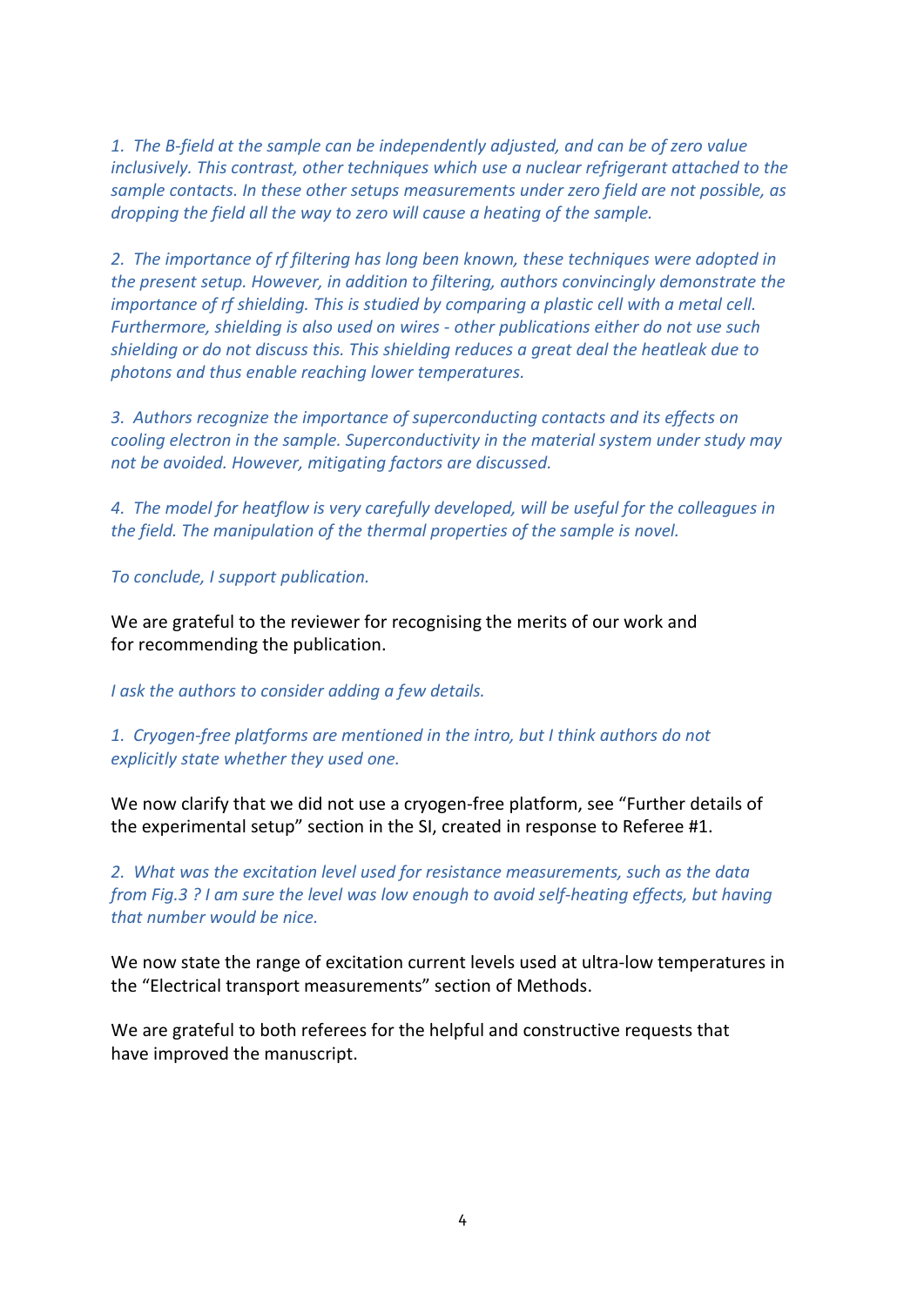*1. The B-field at the sample can be independently adjusted, and can be of zero value inclusively. This contrast, other techniques which use a nuclear refrigerant attached to the sample contacts. In these other setups measurements under zero field are not possible, as dropping the field all the way to zero will cause a heating of the sample.*

*2. The importance of rf filtering has long been known, these techniques were adopted in the present setup. However, in addition to filtering, authors convincingly demonstrate the importance of rf shielding. This is studied by comparing a plastic cell with a metal cell. Furthermore, shielding is also used on wires - other publications either do not use such shielding or do not discuss this. This shielding reduces a great deal the heatleak due to photons and thus enable reaching lower temperatures.*

*3. Authors recognize the importance of superconducting contacts and its effects on cooling electron in the sample. Superconductivity in the material system under study may not be avoided. However, mitigating factors are discussed.*

*4. The model for heatflow is very carefully developed, will be useful for the colleagues in the field. The manipulation of the thermal properties of the sample is novel.*

*To conclude, I support publication.*

We are grateful to the reviewer for recognising the merits of our work and for recommending the publication.

*I ask the authors to consider adding a few details.*

*1. Cryogen-free platforms are mentioned in the intro, but I think authors do not explicitly state whether they used one.*

We now clarify that we did not use a cryogen-free platform, see "Further details of the experimental setup" section in the SI, created in response to Referee #1.

*2. What was the excitation level used for resistance measurements, such as the data from Fig.3 ? I am sure the level was low enough to avoid self-heating effects, but having that number would be nice.*

We now state the range of excitation current levels used at ultra-low temperatures in the "Electrical transport measurements" section of Methods.

We are grateful to both referees for the helpful and constructive requests that have improved the manuscript.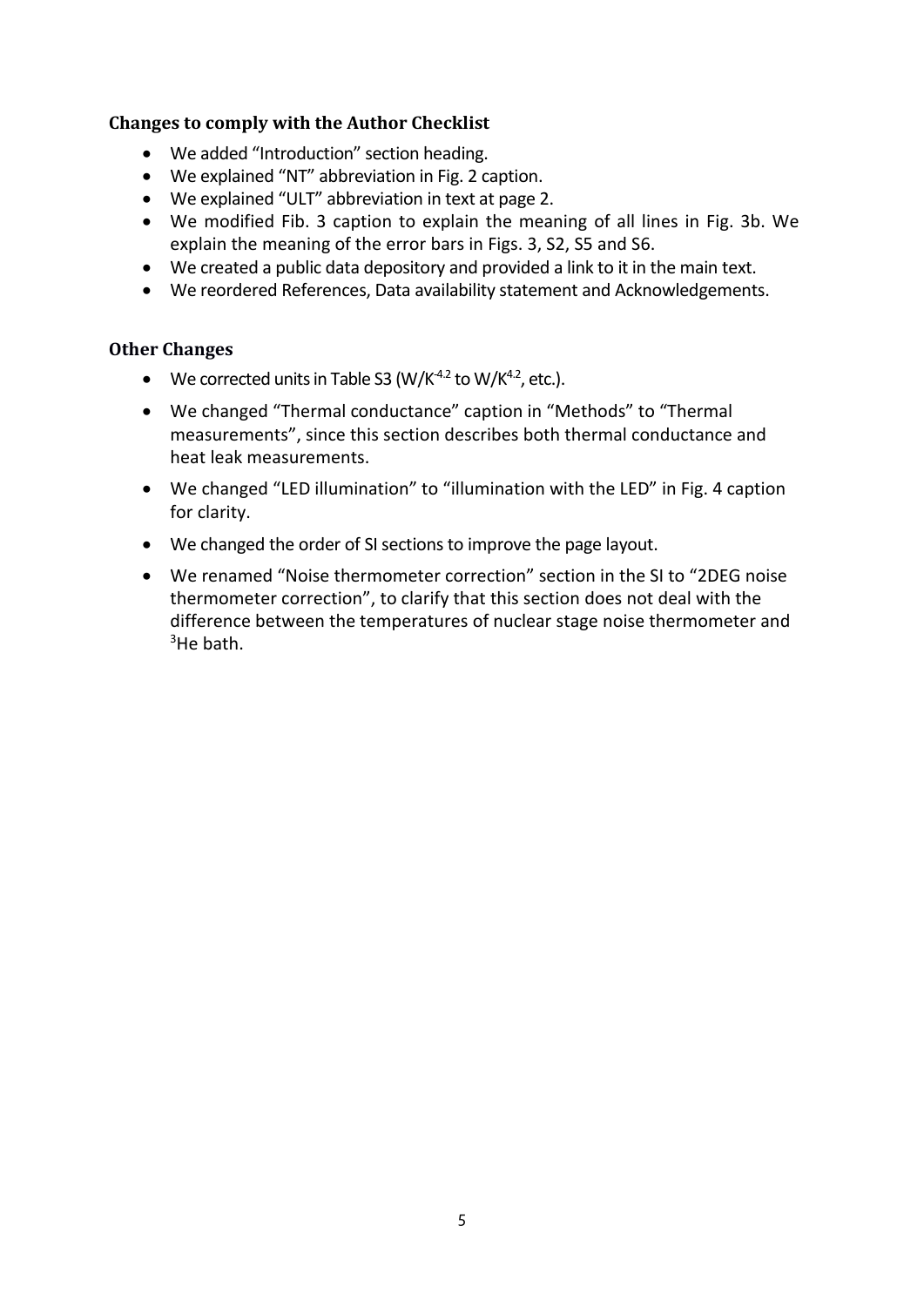### Changes to comply with the Author Checklist

- We added "Introduction" section heading.
- We explained "NT" abbreviation in Fig. 2 caption.
- We explained "ULT" abbreviation in text at page 2.
- We modified Fib. 3 caption to explain the meaning of all lines in Fig. 3b. We explain the meaning of the error bars in Figs. 3, S2, S5 and S6.
- We created a public data depository and provided a link to it in the main text.
- We reordered References, Data availability statement and Acknowledgements.

### Other Changes

- We corrected units in Table S3 ($W/K^{-4.2}$ to $W/K^{4.2}$, etc.).
- We changed "Thermal conductance" caption in "Methods" to "Thermal measurements", since this section describes both thermal conductance and heat leak measurements.
- We changed "LED illumination" to "illumination with the LED" in Fig. 4 caption for clarity.
- We changed the order of SI sections to improve the page layout.
- We renamed "Noise thermometer correction" section in the SI to "2DEG noise thermometer correction", to clarify that this section does not deal with the difference between the temperatures of nuclear stage noise thermometer and $^3$He bath.